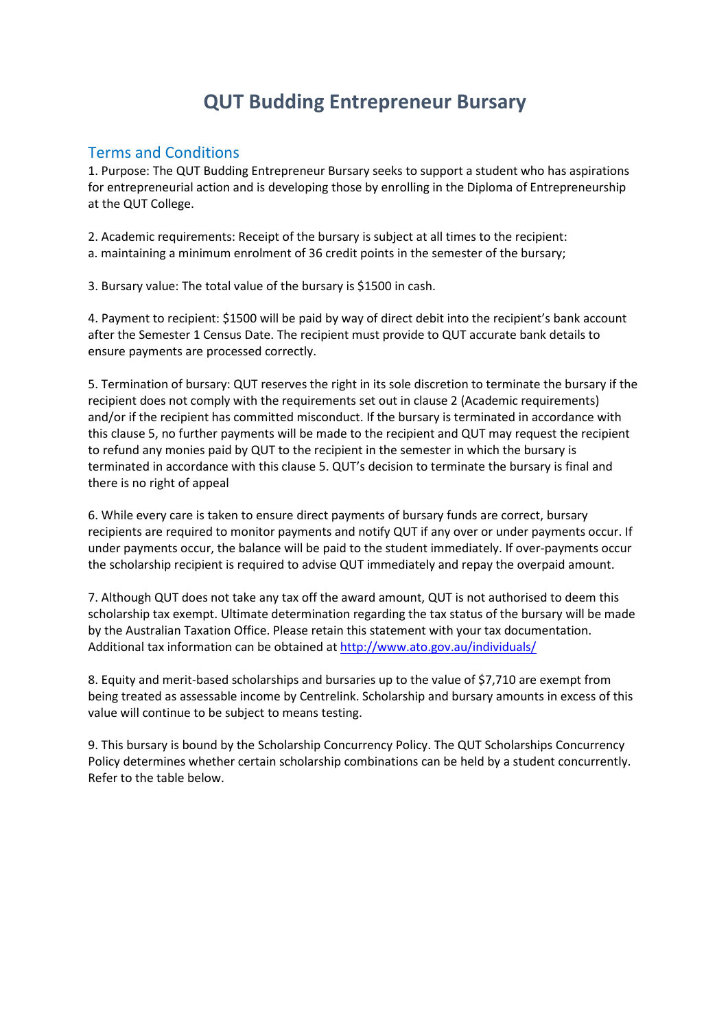# QUT Budding Entrepreneur Bursary

## Terms and Conditions

1. Purpose: The QUT Budding Entrepreneur Bursary seeks to support a student who has aspirations for entrepreneurial action and is developing those by enrolling in the Diploma of Entrepreneurship at the QUT College.

2. Academic requirements: Receipt of the bursary is subject at all times to the recipient:
a. maintaining a minimum enrolment of 36 credit points in the semester of the bursary;

3. Bursary value: The total value of the bursary is $1500 in cash.

4. Payment to recipient: $1500 will be paid by way of direct debit into the recipient's bank account after the Semester 1 Census Date. The recipient must provide to QUT accurate bank details to ensure payments are processed correctly.

5. Termination of bursary: QUT reserves the right in its sole discretion to terminate the bursary if the recipient does not comply with the requirements set out in clause 2 (Academic requirements) and/or if the recipient has committed misconduct. If the bursary is terminated in accordance with this clause 5, no further payments will be made to the recipient and QUT may request the recipient to refund any monies paid by QUT to the recipient in the semester in which the bursary is terminated in accordance with this clause 5. QUT's decision to terminate the bursary is final and there is no right of appeal

6. While every care is taken to ensure direct payments of bursary funds are correct, bursary recipients are required to monitor payments and notify QUT if any over or under payments occur. If under payments occur, the balance will be paid to the student immediately. If over-payments occur the scholarship recipient is required to advise QUT immediately and repay the overpaid amount.

7. Although QUT does not take any tax off the award amount, QUT is not authorised to deem this scholarship tax exempt. Ultimate determination regarding the tax status of the bursary will be made by the Australian Taxation Office. Please retain this statement with your tax documentation. Additional tax information can be obtained at [http://www.ato.gov.au/individuals/](http://www.ato.gov.au/individuals/)

8. Equity and merit-based scholarships and bursaries up to the value of $7,710 are exempt from being treated as assessable income by Centrelink. Scholarship and bursary amounts in excess of this value will continue to be subject to means testing.

9. This bursary is bound by the Scholarship Concurrency Policy. The QUT Scholarships Concurrency Policy determines whether certain scholarship combinations can be held by a student concurrently. Refer to the table below.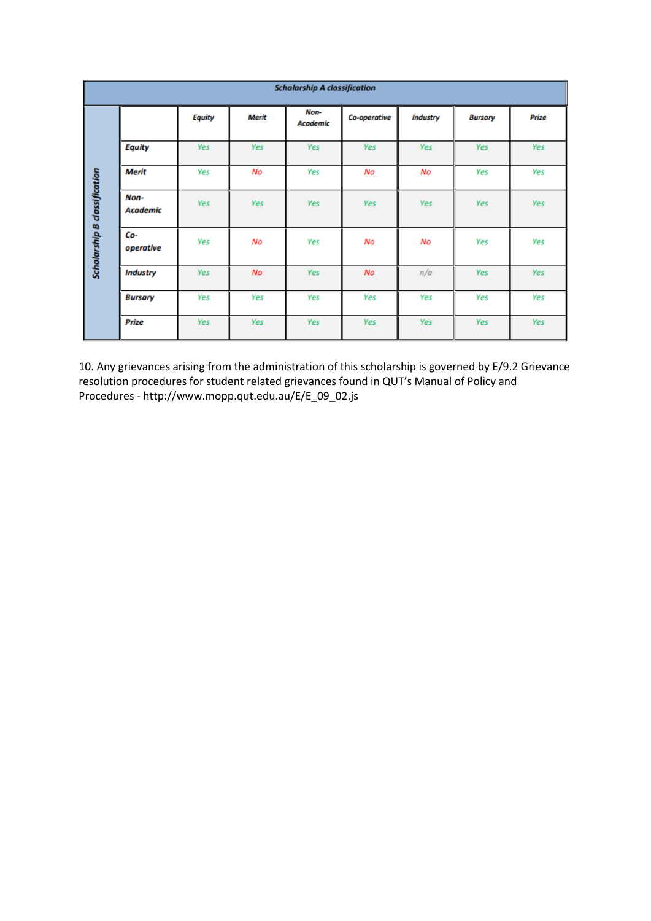| | | Scholarship A classification | | | | | | |
|---|---|---|---|---|---|---|---|---|
| | | Equity | Merit | Non-Academic | Co-operative | Industry | Bursary | Prize |
| Scholarship B classification | Equity | Yes | Yes | Yes | Yes | Yes | Yes | Yes |
| | Merit | Yes | No | Yes | No | No | Yes | Yes |
| | Non-Academic | Yes | Yes | Yes | Yes | Yes | Yes | Yes |
| | Co-operative | Yes | No | Yes | No | No | Yes | Yes |
| | Industry | Yes | No | Yes | No | n/a | Yes | Yes |
| | Bursary | Yes | Yes | Yes | Yes | Yes | Yes | Yes |
| | Prize | Yes | Yes | Yes | Yes | Yes | Yes | Yes |

10. Any grievances arising from the administration of this scholarship is governed by E/9.2 Grievance resolution procedures for student related grievances found in QUT's Manual of Policy and Procedures - http://www.mopp.qut.edu.au/E/E_09_02.js